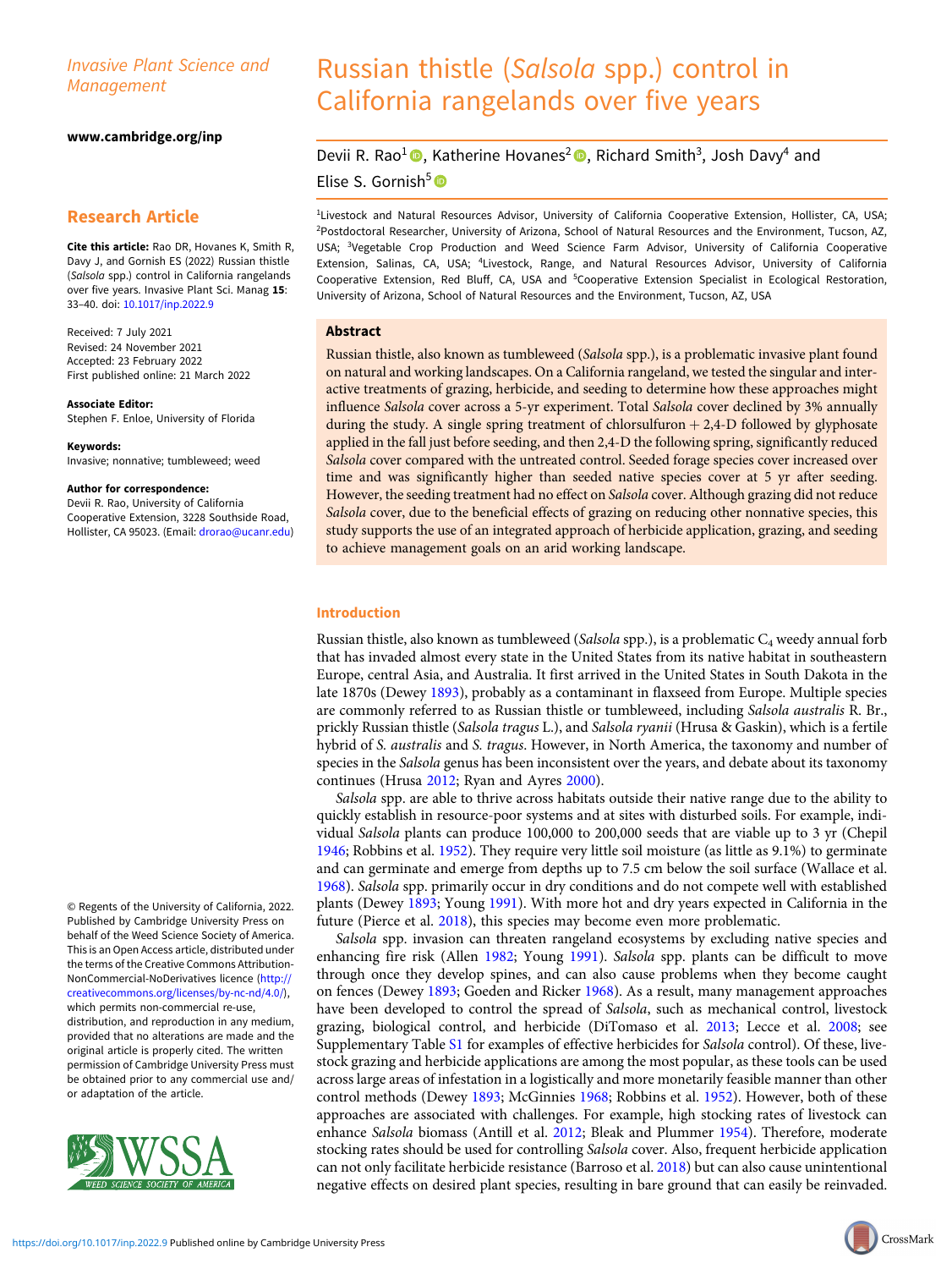*Invasive Plant Science and Management*

**www.cambridge.org/inp**

## Research Article

**Cite this article:** Rao DR, Hovanes K, Smith R, Davy J, and Gornish ES (2022) Russian thistle (*Salsola* spp.) control in California rangelands over five years. Invasive Plant Sci. Manag **15**: 33–40. doi: 10.1017/inp.2022.9

Received: 7 July 2021
Revised: 24 November 2021
Accepted: 23 February 2022
First published online: 21 March 2022

**Associate Editor:**
Stephen F. Enloe, University of Florida

**Keywords:**
Invasive; nonnative; tumbleweed; weed

**Author for correspondence:**
Devii R. Rao, University of California Cooperative Extension, 3228 Southside Road, Hollister, CA 95023. (Email: drorao@ucanr.edu)

© Regents of the University of California, 2022. Published by Cambridge University Press on behalf of the Weed Science Society of America. This is an Open Access article, distributed under the terms of the Creative Commons Attribution-NonCommercial-NoDerivatives licence (http://creativecommons.org/licenses/by-nc-nd/4.0/), which permits non-commercial re-use, distribution, and reproduction in any medium, provided that no alterations are made and the original article is properly cited. The written permission of Cambridge University Press must be obtained prior to any commercial use and/or adaptation of the article.

# Russian thistle (*Salsola* spp.) control in California rangelands over five years

Devii R. Rao[1], Katherine Hovanes[2], Richard Smith[3], Josh Davy[4] and Elise S. Gornish[5]

[1]Livestock and Natural Resources Advisor, University of California Cooperative Extension, Hollister, CA, USA; [2]Postdoctoral Researcher, University of Arizona, School of Natural Resources and the Environment, Tucson, AZ, USA; [3]Vegetable Crop Production and Weed Science Farm Advisor, University of California Cooperative Extension, Salinas, CA, USA; [4]Livestock, Range, and Natural Resources Advisor, University of California Cooperative Extension, Red Bluff, CA, USA and [5]Cooperative Extension Specialist in Ecological Restoration, University of Arizona, School of Natural Resources and the Environment, Tucson, AZ, USA

## Abstract

Russian thistle, also known as tumbleweed (*Salsola* spp.), is a problematic invasive plant found on natural and working landscapes. On a California rangeland, we tested the singular and interactive treatments of grazing, herbicide, and seeding to determine how these approaches might influence *Salsola* cover across a 5-yr experiment. Total *Salsola* cover declined by 3% annually during the study. A single spring treatment of chlorsulfuron + 2,4-D followed by glyphosate applied in the fall just before seeding, and then 2,4-D the following spring, significantly reduced *Salsola* cover compared with the untreated control. Seeded forage species cover increased over time and was significantly higher than seeded native species cover at 5 yr after seeding. However, the seeding treatment had no effect on *Salsola* cover. Although grazing did not reduce *Salsola* cover, due to the beneficial effects of grazing on reducing other nonnative species, this study supports the use of an integrated approach of herbicide application, grazing, and seeding to achieve management goals on an arid working landscape.

## Introduction

Russian thistle, also known as tumbleweed (*Salsola* spp.), is a problematic $C_4$ weedy annual forb that has invaded almost every state in the United States from its native habitat in southeastern Europe, central Asia, and Australia. It first arrived in the United States in South Dakota in the late 1870s (Dewey 1893), probably as a contaminant in flaxseed from Europe. Multiple species are commonly referred to as Russian thistle or tumbleweed, including *Salsola australis* R. Br., prickly Russian thistle (*Salsola tragus* L.), and *Salsola ryanii* (Hrusa & Gaskin), which is a fertile hybrid of *S. australis* and *S. tragus*. However, in North America, the taxonomy and number of species in the *Salsola* genus has been inconsistent over the years, and debate about its taxonomy continues (Hrusa 2012; Ryan and Ayres 2000).

*Salsola* spp. are able to thrive across habitats outside their native range due to the ability to quickly establish in resource-poor systems and at sites with disturbed soils. For example, individual *Salsola* plants can produce 100,000 to 200,000 seeds that are viable up to 3 yr (Chepil 1946; Robbins et al. 1952). They require very little soil moisture (as little as 9.1%) to germinate and can germinate and emerge from depths up to 7.5 cm below the soil surface (Wallace et al. 1968). *Salsola* spp. primarily occur in dry conditions and do not compete well with established plants (Dewey 1893; Young 1991). With more hot and dry years expected in California in the future (Pierce et al. 2018), this species may become even more problematic.

*Salsola* spp. invasion can threaten rangeland ecosystems by excluding native species and enhancing fire risk (Allen 1982; Young 1991). *Salsola* spp. plants can be difficult to move through once they develop spines, and can also cause problems when they become caught on fences (Dewey 1893; Goeden and Ricker 1968). As a result, many management approaches have been developed to control the spread of *Salsola*, such as mechanical control, livestock grazing, biological control, and herbicide (DiTomaso et al. 2013; Lecce et al. 2008; see Supplementary Table S1 for examples of effective herbicides for *Salsola* control). Of these, livestock grazing and herbicide applications are among the most popular, as these tools can be used across large areas of infestation in a logistically and more monetarily feasible manner than other control methods (Dewey 1893; McGinnies 1968; Robbins et al. 1952). However, both of these approaches are associated with challenges. For example, high stocking rates of livestock can enhance *Salsola* biomass (Antill et al. 2012; Bleak and Plummer 1954). Therefore, moderate stocking rates should be used for controlling *Salsola* cover. Also, frequent herbicide application can not only facilitate herbicide resistance (Barroso et al. 2018) but can also cause unintentional negative effects on desired plant species, resulting in bare ground that can easily be reinvaded.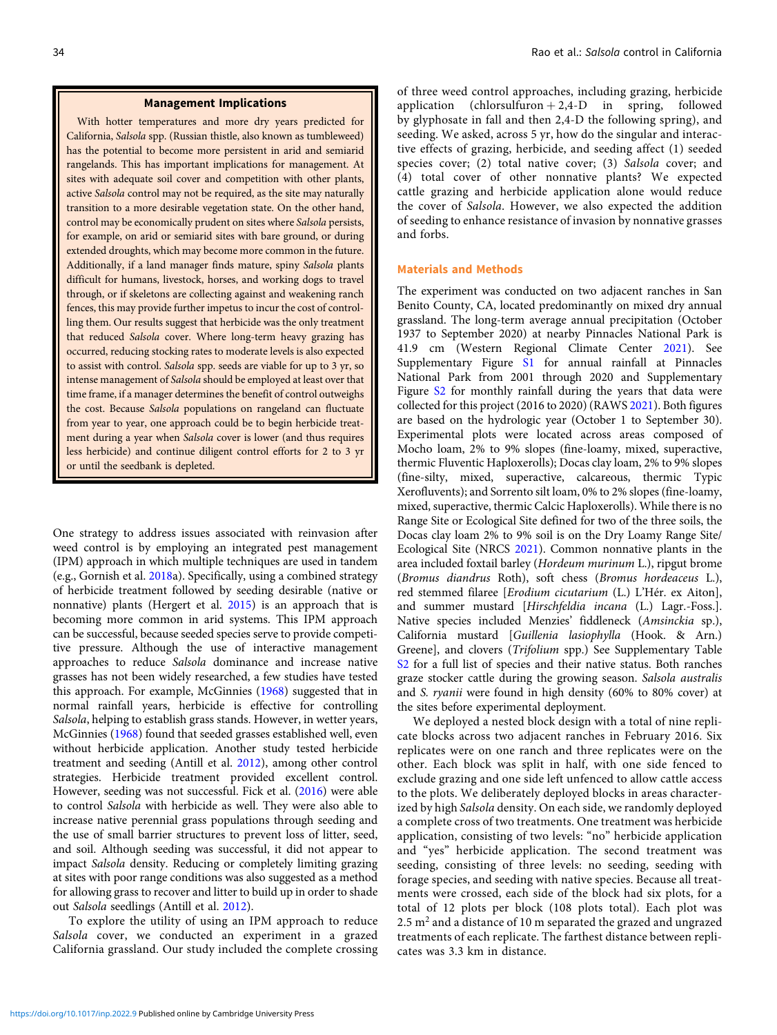## Management Implications

With hotter temperatures and more dry years predicted for California, *Salsola* spp. (Russian thistle, also known as tumbleweed) has the potential to become more persistent in arid and semiarid rangelands. This has important implications for management. At sites with adequate soil cover and competition with other plants, active *Salsola* control may not be required, as the site may naturally transition to a more desirable vegetation state. On the other hand, control may be economically prudent on sites where *Salsola* persists, for example, on arid or semiarid sites with bare ground, or during extended droughts, which may become more common in the future. Additionally, if a land manager finds mature, spiny *Salsola* plants difficult for humans, livestock, horses, and working dogs to travel through, or if skeletons are collecting against and weakening ranch fences, this may provide further impetus to incur the cost of controlling them. Our results suggest that herbicide was the only treatment that reduced *Salsola* cover. Where long-term heavy grazing has occurred, reducing stocking rates to moderate levels is also expected to assist with control. *Salsola* spp. seeds are viable for up to 3 yr, so intense management of *Salsola* should be employed at least over that time frame, if a manager determines the benefit of control outweighs the cost. Because *Salsola* populations on rangeland can fluctuate from year to year, one approach could be to begin herbicide treatment during a year when *Salsola* cover is lower (and thus requires less herbicide) and continue diligent control efforts for 2 to 3 yr or until the seedbank is depleted.

One strategy to address issues associated with reinvasion after weed control is by employing an integrated pest management (IPM) approach in which multiple techniques are used in tandem (e.g., Gornish et al. 2018a). Specifically, using a combined strategy of herbicide treatment followed by seeding desirable (native or nonnative) plants (Hergert et al. 2015) is an approach that is becoming more common in arid systems. This IPM approach can be successful, because seeded species serve to provide competitive pressure. Although the use of interactive management approaches to reduce *Salsola* dominance and increase native grasses has not been widely researched, a few studies have tested this approach. For example, McGinnies (1968) suggested that in normal rainfall years, herbicide is effective for controlling *Salsola*, helping to establish grass stands. However, in wetter years, McGinnies (1968) found that seeded grasses established well, even without herbicide application. Another study tested herbicide treatment and seeding (Antill et al. 2012), among other control strategies. Herbicide treatment provided excellent control. However, seeding was not successful. Fick et al. (2016) were able to control *Salsola* with herbicide as well. They were also able to increase native perennial grass populations through seeding and the use of small barrier structures to prevent loss of litter, seed, and soil. Although seeding was successful, it did not appear to impact *Salsola* density. Reducing or completely limiting grazing at sites with poor range conditions was also suggested as a method for allowing grass to recover and litter to build up in order to shade out *Salsola* seedlings (Antill et al. 2012).

To explore the utility of using an IPM approach to reduce *Salsola* cover, we conducted an experiment in a grazed California grassland. Our study included the complete crossing of three weed control approaches, including grazing, herbicide application (chlorsulfuron + 2,4-D in spring, followed by glyphosate in fall and then 2,4-D the following spring), and seeding. We asked, across 5 yr, how do the singular and interactive effects of grazing, herbicide, and seeding affect (1) seeded species cover; (2) total native cover; (3) *Salsola* cover; and (4) total cover of other nonnative plants? We expected cattle grazing and herbicide application alone would reduce the cover of *Salsola*. However, we also expected the addition of seeding to enhance resistance of invasion by nonnative grasses and forbs.

## Materials and Methods

The experiment was conducted on two adjacent ranches in San Benito County, CA, located predominantly on mixed dry annual grassland. The long-term average annual precipitation (October 1937 to September 2020) at nearby Pinnacles National Park is 41.9 cm (Western Regional Climate Center 2021). See Supplementary Figure S1 for annual rainfall at Pinnacles National Park from 2001 through 2020 and Supplementary Figure S2 for monthly rainfall during the years that data were collected for this project (2016 to 2020) (RAWS 2021). Both figures are based on the hydrologic year (October 1 to September 30). Experimental plots were located across areas composed of Mocho loam, 2% to 9% slopes (fine-loamy, mixed, superactive, thermic Fluventic Haploxerolls); Docas clay loam, 2% to 9% slopes (fine-silty, mixed, superactive, calcareous, thermic Typic Xerofluvents); and Sorrento silt loam, 0% to 2% slopes (fine-loamy, mixed, superactive, thermic Calcic Haploxerolls). While there is no Range Site or Ecological Site defined for two of the three soils, the Docas clay loam 2% to 9% soil is on the Dry Loamy Range Site/Ecological Site (NRCS 2021). Common nonnative plants in the area included foxtail barley (*Hordeum murinum* L.), ripgut brome (*Bromus diandrus* Roth), soft chess (*Bromus hordeaceus* L.), red stemmed filaree [*Erodium cicutarium* (L.) L'Hér. ex Aiton], and summer mustard [*Hirschfeldia incana* (L.) Lagr.-Foss.]. Native species included Menzies' fiddleneck (*Amsinckia* sp.), California mustard [*Guillenia lasiophylla* (Hook. & Arn.) Greene], and clovers (*Trifolium* spp.) See Supplementary Table S2 for a full list of species and their native status. Both ranches graze stocker cattle during the growing season. *Salsola australis* and *S. ryanii* were found in high density (60% to 80% cover) at the sites before experimental deployment.

We deployed a nested block design with a total of nine replicate blocks across two adjacent ranches in February 2016. Six replicates were on one ranch and three replicates were on the other. Each block was split in half, with one side fenced to exclude grazing and one side left unfenced to allow cattle access to the plots. We deliberately deployed blocks in areas characterized by high *Salsola* density. On each side, we randomly deployed a complete cross of two treatments. One treatment was herbicide application, consisting of two levels: "no" herbicide application and "yes" herbicide application. The second treatment was seeding, consisting of three levels: no seeding, seeding with forage species, and seeding with native species. Because all treatments were crossed, each side of the block had six plots, for a total of 12 plots per block (108 plots total). Each plot was 2.5 $m^2$ and a distance of 10 m separated the grazed and ungrazed treatments of each replicate. The farthest distance between replicates was 3.3 km in distance.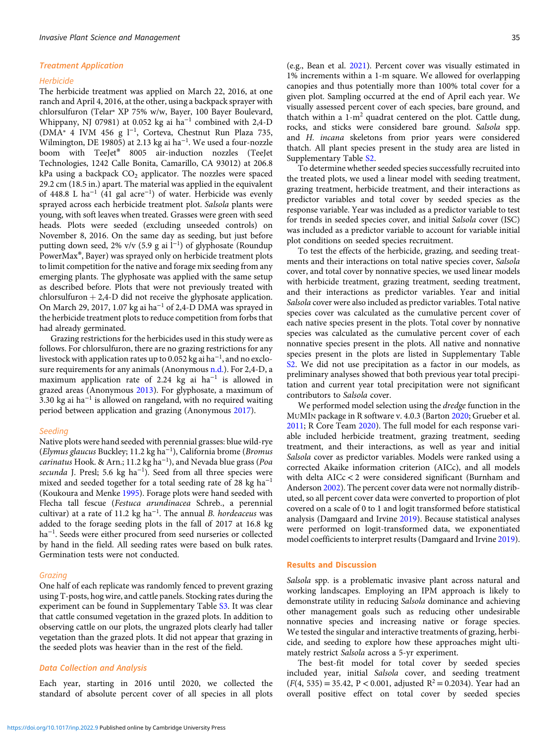### Treatment Application

#### Herbicide

The herbicide treatment was applied on March 22, 2016, at one ranch and April 4, 2016, at the other, using a backpack sprayer with chlorsulfuron (Telar® XP 75% w/w, Bayer, 100 Bayer Boulevard, Whippany, NJ 07981) at 0.052 kg ai ha$^{-1}$ combined with 2,4-D (DMA® 4 IVM 456 g l$^{-1}$, Corteva, Chestnut Run Plaza 735, Wilmington, DE 19805) at 2.13 kg ai ha$^{-1}$. We used a four-nozzle boom with TeeJet® 8005 air-induction nozzles (TeeJet Technologies, 1242 Calle Bonita, Camarillo, CA 93012) at 206.8 kPa using a backpack $CO_2$ applicator. The nozzles were spaced 29.2 cm (18.5 in.) apart. The material was applied in the equivalent of 448.8 L ha$^{-1}$ (41 gal acre$^{-1}$) of water. Herbicide was evenly sprayed across each herbicide treatment plot. *Salsola* plants were young, with soft leaves when treated. Grasses were green with seed heads. Plots were seeded (excluding unseeded controls) on November 8, 2016. On the same day as seeding, but just before putting down seed, 2% v/v (5.9 g ai l$^{-1}$) of glyphosate (Roundup PowerMax®, Bayer) was sprayed only on herbicide treatment plots to limit competition for the native and forage mix seeding from any emerging plants. The glyphosate was applied with the same setup as described before. Plots that were not previously treated with chlorsulfuron + 2,4-D did not receive the glyphosate application. On March 29, 2017, 1.07 kg ai ha$^{-1}$ of 2,4-D DMA was sprayed in the herbicide treatment plots to reduce competition from forbs that had already germinated.

Grazing restrictions for the herbicides used in this study were as follows. For chlorsulfuron, there are no grazing restrictions for any livestock with application rates up to 0.052 kg ai ha$^{-1}$, and no exclosure requirements for any animals (Anonymous n.d.). For 2,4-D, a maximum application rate of 2.24 kg ai ha$^{-1}$ is allowed in grazed areas (Anonymous 2013). For glyphosate, a maximum of 3.30 kg ai ha$^{-1}$ is allowed on rangeland, with no required waiting period between application and grazing (Anonymous 2017).

#### Seeding

Native plots were hand seeded with perennial grasses: blue wild-rye (*Elymus glaucus* Buckley; 11.2 kg ha$^{-1}$), California brome (*Bromus carinatus* Hook. & Arn.; 11.2 kg ha$^{-1}$), and Nevada blue grass (*Poa secunda* J. Presl; 5.6 kg ha$^{-1}$). Seed from all three species were mixed and seeded together for a total seeding rate of 28 kg ha$^{-1}$ (Koukoura and Menke 1995). Forage plots were hand seeded with Flecha tall fescue (*Festuca arundinacea* Schreb., a perennial cultivar) at a rate of 11.2 kg ha$^{-1}$. The annual *B. hordeaceus* was added to the forage seeding plots in the fall of 2017 at 16.8 kg ha$^{-1}$. Seeds were either procured from seed nurseries or collected by hand in the field. All seeding rates were based on bulk rates. Germination tests were not conducted.

#### Grazing

One half of each replicate was randomly fenced to prevent grazing using T-posts, hog wire, and cattle panels. Stocking rates during the experiment can be found in Supplementary Table S3. It was clear that cattle consumed vegetation in the grazed plots. In addition to observing cattle on our plots, the ungrazed plots clearly had taller vegetation than the grazed plots. It did not appear that grazing in the seeded plots was heavier than in the rest of the field.

### Data Collection and Analysis

Each year, starting in 2016 until 2020, we collected the standard of absolute percent cover of all species in all plots (e.g., Bean et al. 2021). Percent cover was visually estimated in 1% increments within a 1-m square. We allowed for overlapping canopies and thus potentially more than 100% total cover for a given plot. Sampling occurred at the end of April each year. We visually assessed percent cover of each species, bare ground, and thatch within a 1-m$^2$ quadrat centered on the plot. Cattle dung, rocks, and sticks were considered bare ground. *Salsola* spp. and *H. incana* skeletons from prior years were considered thatch. All plant species present in the study area are listed in Supplementary Table S2.

To determine whether seeded species successfully recruited into the treated plots, we used a linear model with seeding treatment, grazing treatment, herbicide treatment, and their interactions as predictor variables and total cover by seeded species as the response variable. Year was included as a predictor variable to test for trends in seeded species cover, and initial *Salsola* cover (ISC) was included as a predictor variable to account for variable initial plot conditions on seeded species recruitment.

To test the effects of the herbicide, grazing, and seeding treatments and their interactions on total native species cover, *Salsola* cover, and total cover by nonnative species, we used linear models with herbicide treatment, grazing treatment, seeding treatment, and their interactions as predictor variables. Year and initial *Salsola* cover were also included as predictor variables. Total native species cover was calculated as the cumulative percent cover of each native species present in the plots. Total cover by nonnative species was calculated as the cumulative percent cover of each nonnative species present in the plots. All native and nonnative species present in the plots are listed in Supplementary Table S2. We did not use precipitation as a factor in our models, as preliminary analyses showed that both previous year total precipitation and current year total precipitation were not significant contributors to *Salsola* cover.

We performed model selection using the *dredge* function in the MuMIn package in R software v. 4.0.3 (Barton 2020; Grueber et al. 2011; R Core Team 2020). The full model for each response variable included herbicide treatment, grazing treatment, seeding treatment, and their interactions, as well as year and initial *Salsola* cover as predictor variables. Models were ranked using a corrected Akaike information criterion (AICc), and all models with delta AICc < 2 were considered significant (Burnham and Anderson 2002). The percent cover data were not normally distributed, so all percent cover data were converted to proportion of plot covered on a scale of 0 to 1 and logit transformed before statistical analysis (Damgaard and Irvine 2019). Because statistical analyses were performed on logit-transformed data, we exponentiated model coefficients to interpret results (Damgaard and Irvine 2019).

## Results and Discussion

*Salsola* spp. is a problematic invasive plant across natural and working landscapes. Employing an IPM approach is likely to demonstrate utility in reducing *Salsola* dominance and achieving other management goals such as reducing other undesirable nonnative species and increasing native or forage species. We tested the singular and interactive treatments of grazing, herbicide, and seeding to explore how these approaches might ultimately restrict *Salsola* across a 5-yr experiment.

The best-fit model for total cover by seeded species included year, initial *Salsola* cover, and seeding treatment ($F(4, 535) = 35.42$, $P < 0.001$, adjusted $R^2 = 0.2034$). Year had an overall positive effect on total cover by seeded species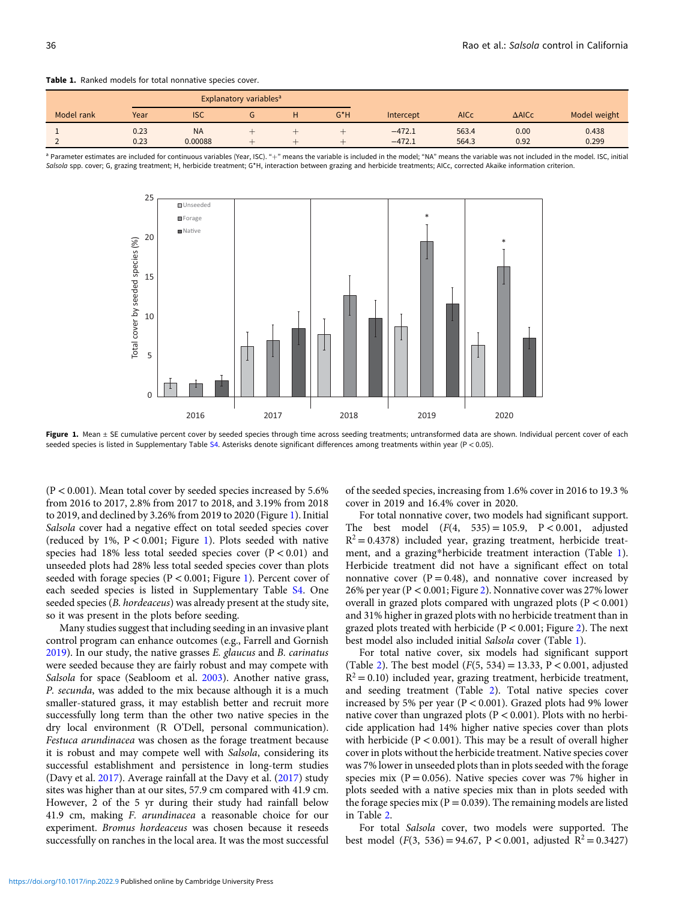**Table 1.** Ranked models for total nonnative species cover.

| Model rank | Explanatory variables[a] | | | | | Intercept | AICc | ΔAICc | Model weight |
|---|---|---|---|---|---|---|---|---|---|
| | Year | ISC | G | H | G*H | | | | |
| 1 | 0.23 | NA | + | + | + | −472.1 | 563.4 | 0.00 | 0.438 |
| 2 | 0.23 | 0.00088 | + | + | + | −472.1 | 564.3 | 0.92 | 0.299 |

[a] Parameter estimates are included for continuous variables (Year, ISC). "+" means the variable is included in the model; "NA" means the variable was not included in the model. ISC, initial *Salsola* spp. cover; G, grazing treatment; H, herbicide treatment; G*H, interaction between grazing and herbicide treatments; AICc, corrected Akaike information criterion.

**Figure 1.** Mean ± SE cumulative percent cover by seeded species through time across seeding treatments; untransformed data are shown. Individual percent cover of each seeded species is listed in Supplementary Table S4. Asterisks denote significant differences among treatments within year ($P < 0.05$).

($P < 0.001$). Mean total cover by seeded species increased by 5.6% from 2016 to 2017, 2.8% from 2017 to 2018, and 3.19% from 2018 to 2019, and declined by 3.26% from 2019 to 2020 (Figure 1). Initial *Salsola* cover had a negative effect on total seeded species cover (reduced by 1%, $P < 0.001$; Figure 1). Plots seeded with native species had 18% less total seeded species cover ($P < 0.01$) and unseeded plots had 28% less total seeded species cover than plots seeded with forage species ($P < 0.001$; Figure 1). Percent cover of each seeded species is listed in Supplementary Table S4. One seeded species (*B. hordeaceus*) was already present at the study site, so it was present in the plots before seeding.

Many studies suggest that including seeding in an invasive plant control program can enhance outcomes (e.g., Farrell and Gornish 2019). In our study, the native grasses *E. glaucus* and *B. carinatus* were seeded because they are fairly robust and may compete with *Salsola* for space (Seabloom et al. 2003). Another native grass, *P. secunda*, was added to the mix because although it is a much smaller-statured grass, it may establish better and recruit more successfully long term than the other two native species in the dry local environment (R O'Dell, personal communication). *Festuca arundinacea* was chosen as the forage treatment because it is robust and may compete well with *Salsola*, considering its successful establishment and persistence in long-term studies (Davy et al. 2017). Average rainfall at the Davy et al. (2017) study sites was higher than at our sites, 57.9 cm compared with 41.9 cm. However, 2 of the 5 yr during their study had rainfall below 41.9 cm, making *F. arundinacea* a reasonable choice for our experiment. *Bromus hordeaceus* was chosen because it reseeds successfully on ranches in the local area. It was the most successful of the seeded species, increasing from 1.6% cover in 2016 to 19.3 % cover in 2019 and 16.4% cover in 2020.

For total nonnative cover, two models had significant support. The best model ($F(4, 535) = 105.9$, $P < 0.001$, adjusted $R^2 = 0.4378$) included year, grazing treatment, herbicide treatment, and a grazing*herbicide treatment interaction (Table 1). Herbicide treatment did not have a significant effect on total nonnative cover ($P = 0.48$), and nonnative cover increased by 26% per year ($P < 0.001$; Figure 2). Nonnative cover was 27% lower overall in grazed plots compared with ungrazed plots ($P < 0.001$) and 31% higher in grazed plots with no herbicide treatment than in grazed plots treated with herbicide ($P < 0.001$; Figure 2). The next best model also included initial *Salsola* cover (Table 1).

For total native cover, six models had significant support (Table 2). The best model ($F(5, 534) = 13.33$, $P < 0.001$, adjusted $R^2 = 0.10$) included year, grazing treatment, herbicide treatment, and seeding treatment (Table 2). Total native species cover increased by 5% per year ($P < 0.001$). Grazed plots had 9% lower native cover than ungrazed plots ($P < 0.001$). Plots with no herbicide application had 14% higher native species cover than plots with herbicide ($P < 0.001$). This may be a result of overall higher cover in plots without the herbicide treatment. Native species cover was 7% lower in unseeded plots than in plots seeded with the forage species mix ($P = 0.056$). Native species cover was 7% higher in plots seeded with a native species mix than in plots seeded with the forage species mix ($P = 0.039$). The remaining models are listed in Table 2.

For total *Salsola* cover, two models were supported. The best model ($F(3, 536) = 94.67$, $P < 0.001$, adjusted $R^2 = 0.3427$)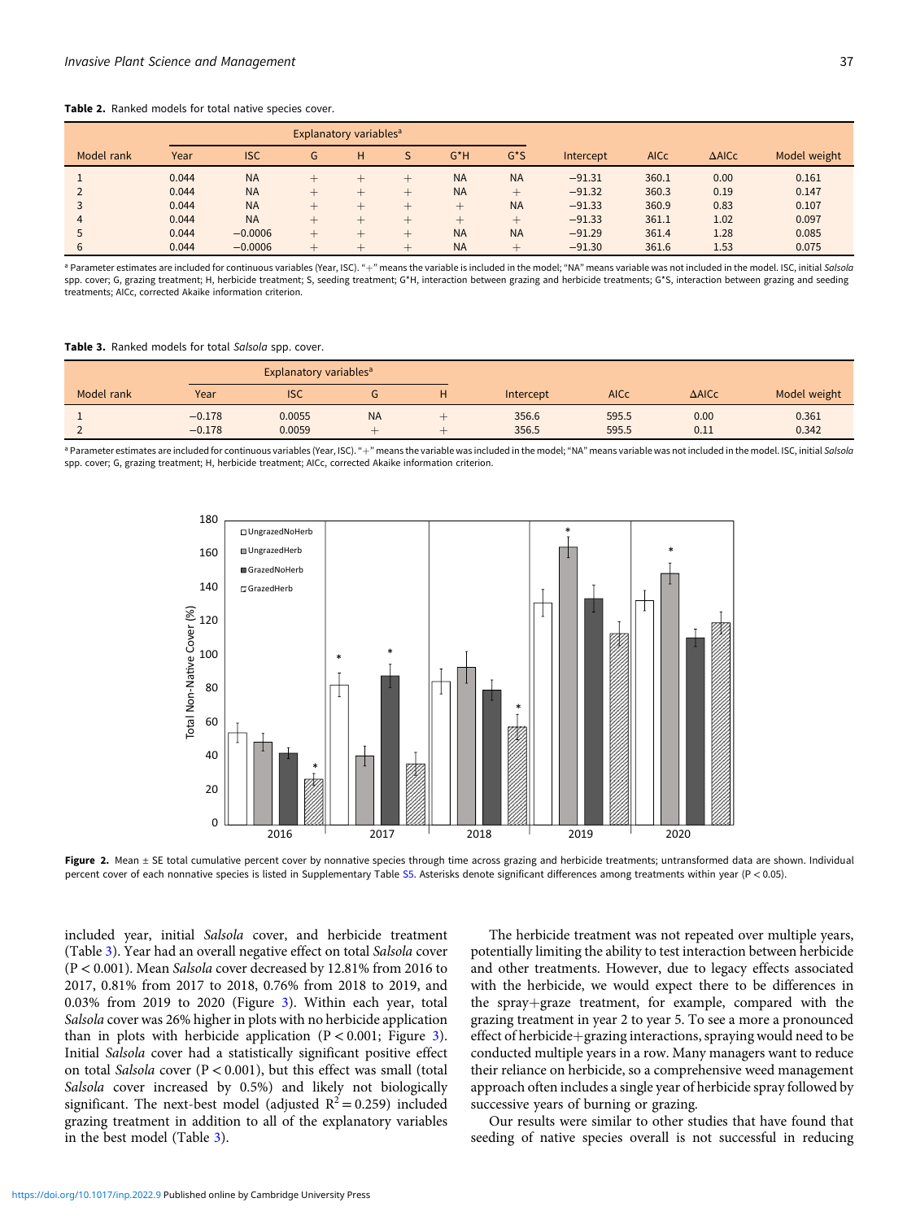**Table 2.** Ranked models for total native species cover.

| Model rank | Explanatory variables[a] | | | | | | | Intercept | AICc | ΔAICc | Model weight |
|---|---|---|---|---|---|---|---|---|---|---|---|
| | Year | ISC | G | H | S | G*H | G*S | | | | |
| 1 | 0.044 | NA | + | + | + | NA | NA | −91.31 | 360.1 | 0.00 | 0.161 |
| 2 | 0.044 | NA | + | + | + | NA | + | −91.32 | 360.3 | 0.19 | 0.147 |
| 3 | 0.044 | NA | + | + | + | + | NA | −91.33 | 360.9 | 0.83 | 0.107 |
| 4 | 0.044 | NA | + | + | + | + | + | −91.33 | 361.1 | 1.02 | 0.097 |
| 5 | 0.044 | −0.0006 | + | + | + | NA | NA | −91.29 | 361.4 | 1.28 | 0.085 |
| 6 | 0.044 | −0.0006 | + | + | + | NA | + | −91.30 | 361.6 | 1.53 | 0.075 |

[a] Parameter estimates are included for continuous variables (Year, ISC). "+" means the variable is included in the model; "NA" means variable was not included in the model. ISC, initial *Salsola* spp. cover; G, grazing treatment; H, herbicide treatment; S, seeding treatment; G*H, interaction between grazing and herbicide treatments; G*S, interaction between grazing and seeding treatments; AICc, corrected Akaike information criterion.

**Table 3.** Ranked models for total *Salsola* spp. cover.

| Model rank | Explanatory variables[a] | | | | Intercept | AICc | ΔAICc | Model weight |
|---|---|---|---|---|---|---|---|---|
| | Year | ISC | G | H | | | | |
| 1 | −0.178 | 0.0055 | NA | + | 356.6 | 595.5 | 0.00 | 0.361 |
| 2 | −0.178 | 0.0059 | + | + | 356.5 | 595.5 | 0.11 | 0.342 |

[a] Parameter estimates are included for continuous variables (Year, ISC). "+" means the variable was included in the model; "NA" means variable was not included in the model. ISC, initial *Salsola* spp. cover; G, grazing treatment; H, herbicide treatment; AICc, corrected Akaike information criterion.

**Figure 2.** Mean ± SE total cumulative percent cover by nonnative species through time across grazing and herbicide treatments; untransformed data are shown. Individual percent cover of each nonnative species is listed in Supplementary Table S5. Asterisks denote significant differences among treatments within year ($P < 0.05$).

included year, initial *Salsola* cover, and herbicide treatment (Table 3). Year had an overall negative effect on total *Salsola* cover ($P < 0.001$). Mean *Salsola* cover decreased by 12.81% from 2016 to 2017, 0.81% from 2017 to 2018, 0.76% from 2018 to 2019, and 0.03% from 2019 to 2020 (Figure 3). Within each year, total *Salsola* cover was 26% higher in plots with no herbicide application than in plots with herbicide application ($P < 0.001$; Figure 3). Initial *Salsola* cover had a statistically significant positive effect on total *Salsola* cover ($P < 0.001$), but this effect was small (total *Salsola* cover increased by 0.5%) and likely not biologically significant. The next-best model (adjusted $R^2 = 0.259$) included grazing treatment in addition to all of the explanatory variables in the best model (Table 3).

The herbicide treatment was not repeated over multiple years, potentially limiting the ability to test interaction between herbicide and other treatments. However, due to legacy effects associated with the herbicide, we would expect there to be differences in the spray+graze treatment, for example, compared with the grazing treatment in year 2 to year 5. To see a more a pronounced effect of herbicide+grazing interactions, spraying would need to be conducted multiple years in a row. Many managers want to reduce their reliance on herbicide, so a comprehensive weed management approach often includes a single year of herbicide spray followed by successive years of burning or grazing.

Our results were similar to other studies that have found that seeding of native species overall is not successful in reducing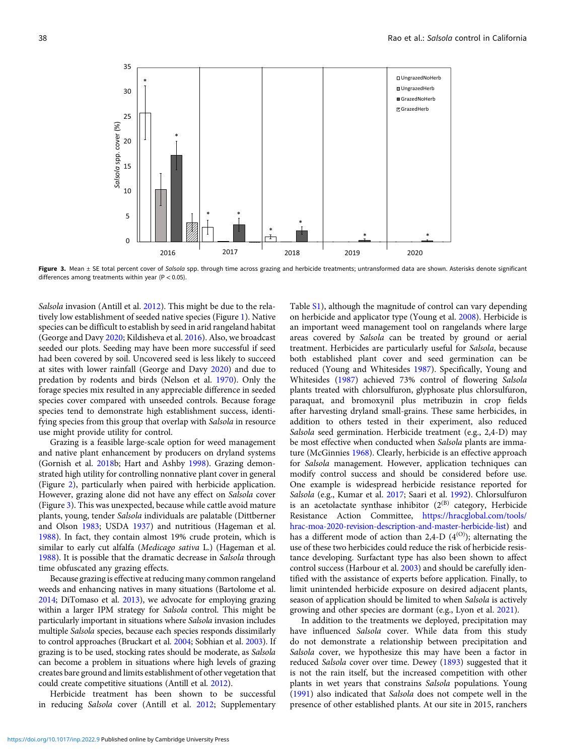Figure 3. Mean ± SE total percent cover of *Salsola* spp. through time across grazing and herbicide treatments; untransformed data are shown. Asterisks denote significant differences among treatments within year (P < 0.05).

*Salsola* invasion (Antill et al. 2012). This might be due to the relatively low establishment of seeded native species (Figure 1). Native species can be difficult to establish by seed in arid rangeland habitat (George and Davy 2020; Kildisheva et al. 2016). Also, we broadcast seeded our plots. Seeding may have been more successful if seed had been covered by soil. Uncovered seed is less likely to succeed at sites with lower rainfall (George and Davy 2020) and due to predation by rodents and birds (Nelson et al. 1970). Only the forage species mix resulted in any appreciable difference in seeded species cover compared with unseeded controls. Because forage species tend to demonstrate high establishment success, identifying species from this group that overlap with *Salsola* in resource use might provide utility for control.

Grazing is a feasible large-scale option for weed management and native plant enhancement by producers on dryland systems (Gornish et al. 2018b; Hart and Ashby 1998). Grazing demonstrated high utility for controlling nonnative plant cover in general (Figure 2), particularly when paired with herbicide application. However, grazing alone did not have any effect on *Salsola* cover (Figure 3). This was unexpected, because while cattle avoid mature plants, young, tender *Salsola* individuals are palatable (Dittberner and Olson 1983; USDA 1937) and nutritious (Hageman et al. 1988). In fact, they contain almost 19% crude protein, which is similar to early cut alfalfa (*Medicago sativa* L.) (Hageman et al. 1988). It is possible that the dramatic decrease in *Salsola* through time obfuscated any grazing effects.

Because grazing is effective at reducing many common rangeland weeds and enhancing natives in many situations (Bartolome et al. 2014; DiTomaso et al. 2013), we advocate for employing grazing within a larger IPM strategy for *Salsola* control. This might be particularly important in situations where *Salsola* invasion includes multiple *Salsola* species, because each species responds dissimilarly to control approaches (Bruckart et al. 2004; Sobhian et al. 2003). If grazing is to be used, stocking rates should be moderate, as *Salsola* can become a problem in situations where high levels of grazing creates bare ground and limits establishment of other vegetation that could create competitive situations (Antill et al. 2012).

Herbicide treatment has been shown to be successful in reducing *Salsola* cover (Antill et al. 2012; Supplementary Table S1), although the magnitude of control can vary depending on herbicide and applicator type (Young et al. 2008). Herbicide is an important weed management tool on rangelands where large areas covered by *Salsola* can be treated by ground or aerial treatment. Herbicides are particularly useful for *Salsola*, because both established plant cover and seed germination can be reduced (Young and Whitesides 1987). Specifically, Young and Whitesides (1987) achieved 73% control of flowering *Salsola* plants treated with chlorsulfuron, glyphosate plus chlorsulfuron, paraquat, and bromoxynil plus metribuzin in crop fields after harvesting dryland small-grains. These same herbicides, in addition to others tested in their experiment, also reduced *Salsola* seed germination. Herbicide treatment (e.g., 2,4-D) may be most effective when conducted when *Salsola* plants are immature (McGinnies 1968). Clearly, herbicide is an effective approach for *Salsola* management. However, application techniques can modify control success and should be considered before use. One example is widespread herbicide resistance reported for *Salsola* (e.g., Kumar et al. 2017; Saari et al. 1992). Chlorsulfuron is an acetolactate synthase inhibitor ($2^{(B)}$ category, Herbicide Resistance Action Committee, https://hracglobal.com/tools/hrac-moa-2020-revision-description-and-master-herbicide-list) and has a different mode of action than 2,4-D ($4^{(O)}$); alternating the use of these two herbicides could reduce the risk of herbicide resistance developing. Surfactant type has also been shown to affect control success (Harbour et al. 2003) and should be carefully identified with the assistance of experts before application. Finally, to limit unintended herbicide exposure on desired adjacent plants, season of application should be limited to when *Salsola* is actively growing and other species are dormant (e.g., Lyon et al. 2021).

In addition to the treatments we deployed, precipitation may have influenced *Salsola* cover. While data from this study do not demonstrate a relationship between precipitation and *Salsola* cover, we hypothesize this may have been a factor in reduced *Salsola* cover over time. Dewey (1893) suggested that it is not the rain itself, but the increased competition with other plants in wet years that constrains *Salsola* populations. Young (1991) also indicated that *Salsola* does not compete well in the presence of other established plants. At our site in 2015, ranchers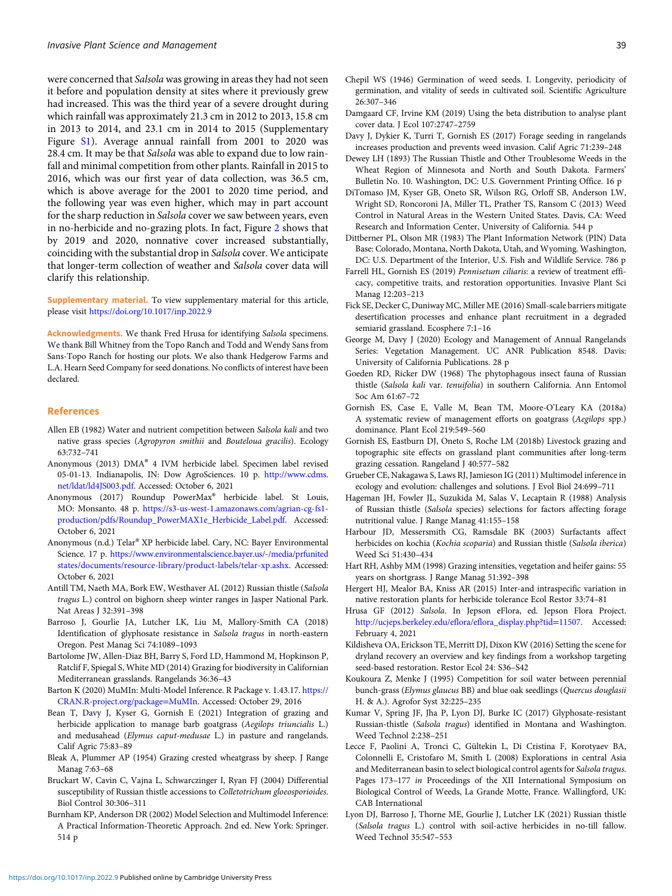were concerned that *Salsola* was growing in areas they had not seen it before and population density at sites where it previously grew had increased. This was the third year of a severe drought during which rainfall was approximately 21.3 cm in 2012 to 2013, 15.8 cm in 2013 to 2014, and 23.1 cm in 2014 to 2015 (Supplementary Figure S1). Average annual rainfall from 2001 to 2020 was 28.4 cm. It may be that *Salsola* was able to expand due to low rainfall and minimal competition from other plants. Rainfall in 2015 to 2016, which was our first year of data collection, was 36.5 cm, which is above average for the 2001 to 2020 time period, and the following year was even higher, which may in part account for the sharp reduction in *Salsola* cover we saw between years, even in no-herbicide and no-grazing plots. In fact, Figure 2 shows that by 2019 and 2020, nonnative cover increased substantially, coinciding with the substantial drop in *Salsola* cover. We anticipate that longer-term collection of weather and *Salsola* cover data will clarify this relationship.

**Supplementary material.** To view supplementary material for this article, please visit https://doi.org/10.1017/inp.2022.9

**Acknowledgments.** We thank Fred Hrusa for identifying *Salsola* specimens. We thank Bill Whitney from the Topo Ranch and Todd and Wendy Sans from Sans-Topo Ranch for hosting our plots. We also thank Hedgerow Farms and L.A. Hearn Seed Company for seed donations. No conflicts of interest have been declared.

## References

Allen EB (1982) Water and nutrient competition between *Salsola kali* and two native grass species (*Agropyron smithii* and *Bouteloua gracilis*). Ecology 63:732–741

Anonymous (2013) DMA® 4 IVM herbicide label. Specimen label revised 05-01-13. Indianapolis, IN: Dow AgroSciences. 10 p. http://www.cdms.net/ldat/ld4JS003.pdf. Accessed: October 6, 2021

Anonymous (2017) Roundup PowerMax® herbicide label. St Louis, MO: Monsanto. 48 p. https://s3-us-west-1.amazonaws.com/agrian-cg-fs1-production/pdfs/Roundup_PowerMAX1e_Herbicide_Label.pdf. Accessed: October 6, 2021

Anonymous (n.d.) Telar® XP herbicide label. Cary, NC: Bayer Environmental Science. 17 p. https://www.environmentalscience.bayer.us/-/media/prfunitedstates/documents/resource-library/product-labels/telar-xp.ashx. Accessed: October 6, 2021

Antill TM, Naeth MA, Bork EW, Westhaver AL (2012) Russian thistle (*Salsola tragus* L.) control on bighorn sheep winter ranges in Jasper National Park. Nat Areas J 32:391–398

Barroso J, Gourlie JA, Lutcher LK, Liu M, Mallory-Smith CA (2018) Identification of glyphosate resistance in *Salsola tragus* in north-eastern Oregon. Pest Manag Sci 74:1089–1093

Bartolome JW, Allen-Diaz BH, Barry S, Ford LD, Hammond M, Hopkinson P, Ratcliff F, Spiegal S, White MD (2014) Grazing for biodiversity in Californian Mediterranean grasslands. Rangelands 36:36–43

Barton K (2020) MuMIn: Multi-Model Inference. R Package v. 1.43.17. https://CRAN.R-project.org/package=MuMIn. Accessed: October 29, 2016

Bean T, Davy J, Kyser G, Gornish E (2021) Integration of grazing and herbicide application to manage barb goatgrass (*Aegilops triuncialis* L.) and medusahead (*Elymus caput-medusae* L.) in pasture and rangelands. Calif Agric 75:83–89

Bleak A, Plummer AP (1954) Grazing crested wheatgrass by sheep. J Range Manag 7:63–68

Bruckart W, Cavin C, Vajna L, Schwarczinger I, Ryan FJ (2004) Differential susceptibility of Russian thistle accessions to *Colletotrichum gloeosporioides*. Biol Control 30:306–311

Burnham KP, Anderson DR (2002) Model Selection and Multimodel Inference: A Practical Information-Theoretic Approach. 2nd ed. New York: Springer. 514 p

Chepil WS (1946) Germination of weed seeds. I. Longevity, periodicity of germination, and vitality of seeds in cultivated soil. Scientific Agriculture 26:307–346

Damgaard CF, Irvine KM (2019) Using the beta distribution to analyse plant cover data. J Ecol 107:2747–2759

Davy J, Dykier K, Turri T, Gornish ES (2017) Forage seeding in rangelands increases production and prevents weed invasion. Calif Agric 71:239–248

Dewey LH (1893) The Russian Thistle and Other Troublesome Weeds in the Wheat Region of Minnesota and North and South Dakota. Farmers' Bulletin No. 10. Washington, DC: U.S. Government Printing Office. 16 p

DiTomaso JM, Kyser GB, Oneto SR, Wilson RG, Orloff SB, Anderson LW, Wright SD, Roncoroni JA, Miller TL, Prather TS, Ransom C (2013) Weed Control in Natural Areas in the Western United States. Davis, CA: Weed Research and Information Center, University of California. 544 p

Dittberner PL, Olson MR (1983) The Plant Information Network (PIN) Data Base: Colorado, Montana, North Dakota, Utah, and Wyoming. Washington, DC: U.S. Department of the Interior, U.S. Fish and Wildlife Service. 786 p

Farrell HL, Gornish ES (2019) *Pennisetum ciliaris*: a review of treatment efficacy, competitive traits, and restoration opportunities. Invasive Plant Sci Manag 12:203–213

Fick SE, Decker C, Duniway MC, Miller ME (2016) Small-scale barriers mitigate desertification processes and enhance plant recruitment in a degraded semiarid grassland. Ecosphere 7:1–16

George M, Davy J (2020) Ecology and Management of Annual Rangelands Series: Vegetation Management. UC ANR Publication 8548. Davis: University of California Publications. 28 p

Goeden RD, Ricker DW (1968) The phytophagous insect fauna of Russian thistle (*Salsola kali* var. *tenuifolia*) in southern California. Ann Entomol Soc Am 61:67–72

Gornish ES, Case E, Valle M, Bean TM, Moore-O'Leary KA (2018a) A systematic review of management efforts on goatgrass (*Aegilops* spp.) dominance. Plant Ecol 219:549–560

Gornish ES, Eastburn DJ, Oneto S, Roche LM (2018b) Livestock grazing and topographic site effects on grassland plant communities after long-term grazing cessation. Rangeland J 40:577–582

Grueber CE, Nakagawa S, Laws RJ, Jamieson IG (2011) Multimodel inference in ecology and evolution: challenges and solutions. J Evol Biol 24:699–711

Hageman JH, Fowler JL, Suzukida M, Salas V, Lecaptain R (1988) Analysis of Russian thistle (*Salsola* species) selections for factors affecting forage nutritional value. J Range Manag 41:155–158

Harbour JD, Messersmith CG, Ramsdale BK (2003) Surfactants affect herbicides on kochia (*Kochia scoparia*) and Russian thistle (*Salsola iberica*) Weed Sci 51:430–434

Hart RH, Ashby MM (1998) Grazing intensities, vegetation and heifer gains: 55 years on shortgrass. J Range Manag 51:392–398

Hergert HJ, Mealor BA, Kniss AR (2015) Inter-and intraspecific variation in native restoration plants for herbicide tolerance Ecol Restor 33:74–81

Hrusa GF (2012) *Salsola*. In Jepson eFlora, ed. Jepson Flora Project. http://ucjeps.berkeley.edu/eflora/eflora_display.php?tid=11507. Accessed: February 4, 2021

Kildisheva OA, Erickson TE, Merritt DJ, Dixon KW (2016) Setting the scene for dryland recovery an overview and key findings from a workshop targeting seed-based restoration. Restor Ecol 24: S36–S42

Koukoura Z, Menke J (1995) Competition for soil water between perennial bunch-grass (*Elymus glaucus* BB) and blue oak seedlings (*Quercus douglasii* H. & A.). Agrofor Syst 32:225–235

Kumar V, Spring JF, Jha P, Lyon DJ, Burke IC (2017) Glyphosate-resistant Russian-thistle (*Salsola tragus*) identified in Montana and Washington. Weed Technol 2:238–251

Lecce F, Paolini A, Tronci C, Gültekin L, Di Cristina F, Korotyaev BA, Colonnelli E, Cristofaro M, Smith L (2008) Explorations in central Asia and Mediterranean basin to select biological control agents for *Salsola tragus*. Pages 173–177 *in* Proceedings of the XII International Symposium on Biological Control of Weeds, La Grande Motte, France. Wallingford, UK: CAB International

Lyon DJ, Barroso J, Thorne ME, Gourlie J, Lutcher LK (2021) Russian thistle (*Salsola tragus* L.) control with soil-active herbicides in no-till fallow. Weed Technol 35:547–553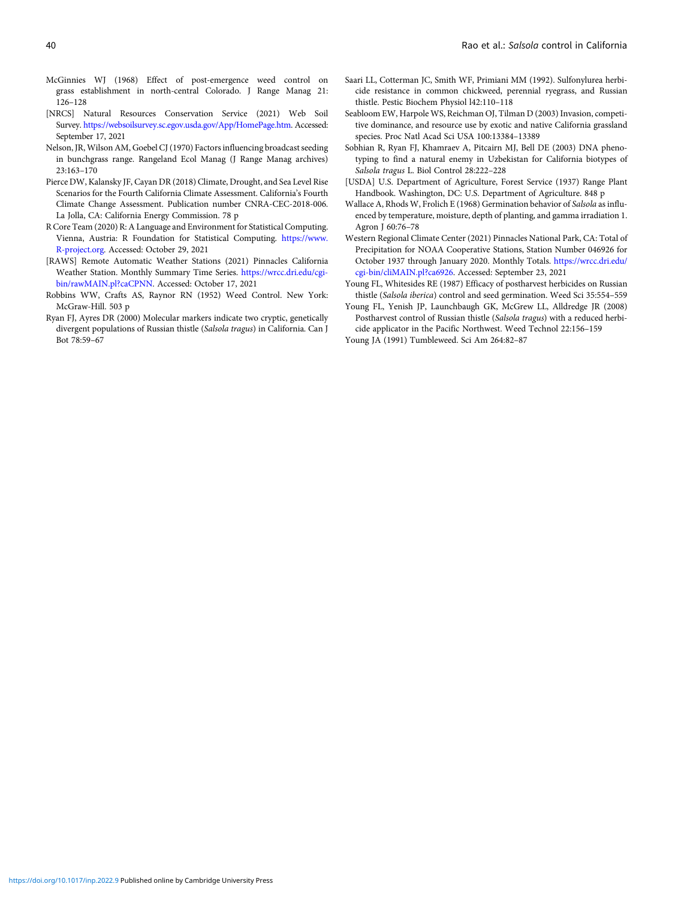McGinnies WJ (1968) Effect of post-emergence weed control on grass establishment in north-central Colorado. J Range Manag 21: 126–128

[NRCS] Natural Resources Conservation Service (2021) Web Soil Survey. https://websoilsurvey.sc.egov.usda.gov/App/HomePage.htm. Accessed: September 17, 2021

Nelson, JR, Wilson AM, Goebel CJ (1970) Factors influencing broadcast seeding in bunchgrass range. Rangeland Ecol Manag (J Range Manag archives) 23:163–170

Pierce DW, Kalansky JF, Cayan DR (2018) Climate, Drought, and Sea Level Rise Scenarios for the Fourth California Climate Assessment. California's Fourth Climate Change Assessment. Publication number CNRA-CEC-2018-006. La Jolla, CA: California Energy Commission. 78 p

R Core Team (2020) R: A Language and Environment for Statistical Computing. Vienna, Austria: R Foundation for Statistical Computing. https://www.R-project.org. Accessed: October 29, 2021

[RAWS] Remote Automatic Weather Stations (2021) Pinnacles California Weather Station. Monthly Summary Time Series. https://wrcc.dri.edu/cgi-bin/rawMAIN.pl?caCPNN. Accessed: October 17, 2021

Robbins WW, Crafts AS, Raynor RN (1952) Weed Control. New York: McGraw-Hill. 503 p

Ryan FJ, Ayres DR (2000) Molecular markers indicate two cryptic, genetically divergent populations of Russian thistle (*Salsola tragus*) in California. Can J Bot 78:59–67

Saari LL, Cotterman JC, Smith WF, Primiani MM (1992). Sulfonylurea herbicide resistance in common chickweed, perennial ryegrass, and Russian thistle. Pestic Biochem Physiol l42:110–118

Seabloom EW, Harpole WS, Reichman OJ, Tilman D (2003) Invasion, competitive dominance, and resource use by exotic and native California grassland species. Proc Natl Acad Sci USA 100:13384–13389

Sobhian R, Ryan FJ, Khamraev A, Pitcairn MJ, Bell DE (2003) DNA phenotyping to find a natural enemy in Uzbekistan for California biotypes of *Salsola tragus* L. Biol Control 28:222–228

[USDA] U.S. Department of Agriculture, Forest Service (1937) Range Plant Handbook. Washington, DC: U.S. Department of Agriculture. 848 p

Wallace A, Rhods W, Frolich E (1968) Germination behavior of *Salsola* as influenced by temperature, moisture, depth of planting, and gamma irradiation 1. Agron J 60:76–78

Western Regional Climate Center (2021) Pinnacles National Park, CA: Total of Precipitation for NOAA Cooperative Stations, Station Number 046926 for October 1937 through January 2020. Monthly Totals. https://wrcc.dri.edu/cgi-bin/cliMAIN.pl?ca6926. Accessed: September 23, 2021

Young FL, Whitesides RE (1987) Efficacy of postharvest herbicides on Russian thistle (*Salsola iberica*) control and seed germination. Weed Sci 35:554–559

Young FL, Yenish JP, Launchbaugh GK, McGrew LL, Alldredge JR (2008) Postharvest control of Russian thistle (*Salsola tragus*) with a reduced herbicide applicator in the Pacific Northwest. Weed Technol 22:156–159

Young JA (1991) Tumbleweed. Sci Am 264:82–87